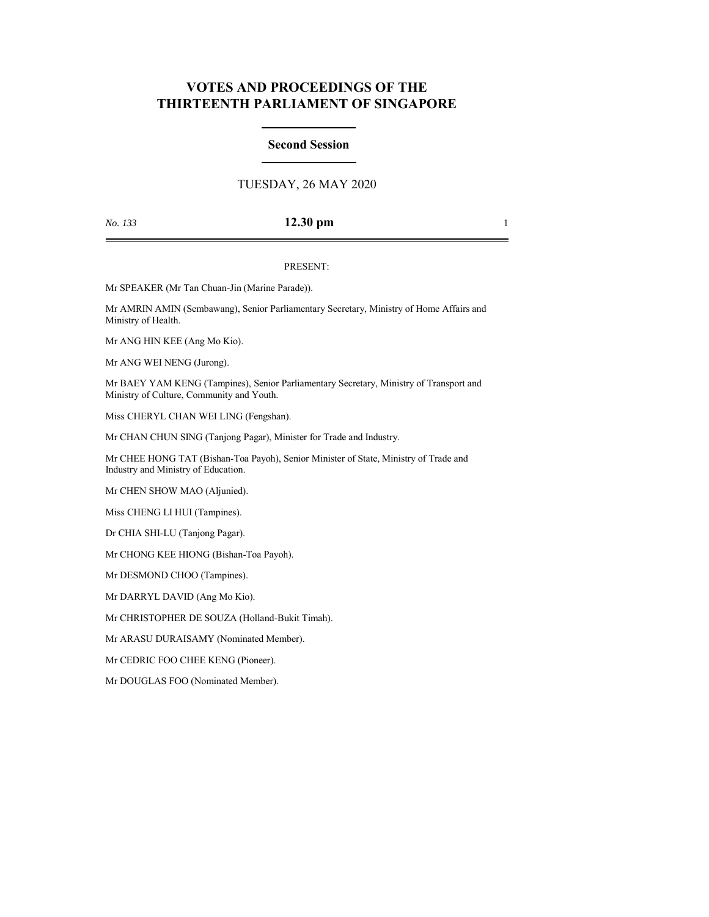# VOTES AND PROCEEDINGS OF THE THIRTEENTH PARLIAMENT OF SINGAPORE

## Second Session

TUESDAY, 26 MAY 2020

*No. 133* **12.30 pm**

PRESENT:

Mr SPEAKER (Mr Tan Chuan-Jin (Marine Parade)).

Mr AMRIN AMIN (Sembawang), Senior Parliamentary Secretary, Ministry of Home Affairs and Ministry of Health.

Mr ANG HIN KEE (Ang Mo Kio).

Mr ANG WEI NENG (Jurong).

Mr BAEY YAM KENG (Tampines), Senior Parliamentary Secretary, Ministry of Transport and Ministry of Culture, Community and Youth.

Miss CHERYL CHAN WEI LING (Fengshan).

Mr CHAN CHUN SING (Tanjong Pagar), Minister for Trade and Industry.

Mr CHEE HONG TAT (Bishan-Toa Payoh), Senior Minister of State, Ministry of Trade and Industry and Ministry of Education.

Mr CHEN SHOW MAO (Aljunied).

Miss CHENG LI HUI (Tampines).

Dr CHIA SHI-LU (Tanjong Pagar).

Mr CHONG KEE HIONG (Bishan-Toa Payoh).

Mr DESMOND CHOO (Tampines).

Mr DARRYL DAVID (Ang Mo Kio).

Mr CHRISTOPHER DE SOUZA (Holland-Bukit Timah).

Mr ARASU DURAISAMY (Nominated Member).

Mr CEDRIC FOO CHEE KENG (Pioneer).

Mr DOUGLAS FOO (Nominated Member).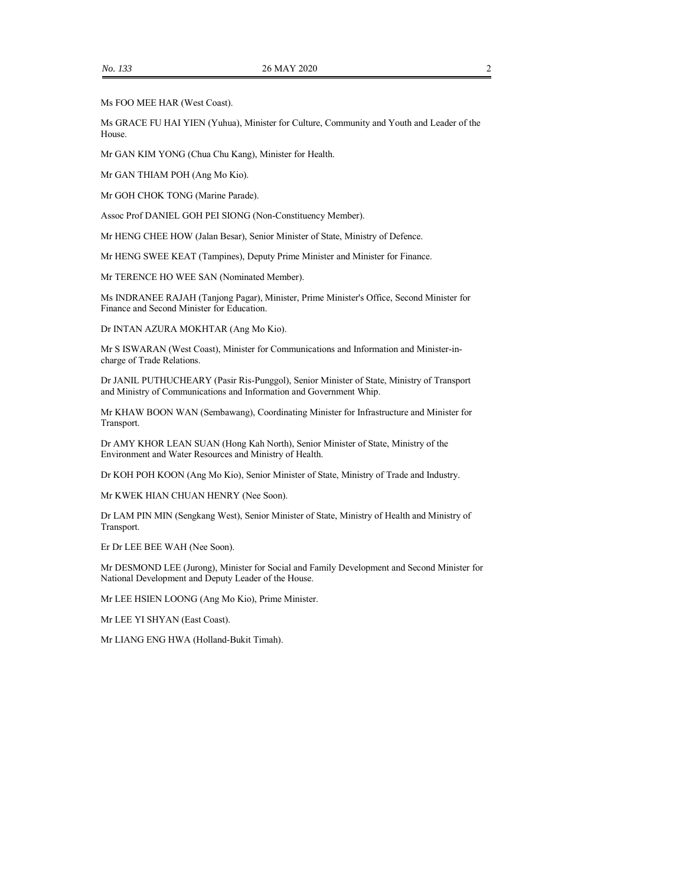Ms FOO MEE HAR (West Coast).

Ms GRACE FU HAI YIEN (Yuhua), Minister for Culture, Community and Youth and Leader of the House.

Mr GAN KIM YONG (Chua Chu Kang), Minister for Health.

Mr GAN THIAM POH (Ang Mo Kio).

Mr GOH CHOK TONG (Marine Parade).

Assoc Prof DANIEL GOH PEI SIONG (Non-Constituency Member).

Mr HENG CHEE HOW (Jalan Besar), Senior Minister of State, Ministry of Defence.

Mr HENG SWEE KEAT (Tampines), Deputy Prime Minister and Minister for Finance.

Mr TERENCE HO WEE SAN (Nominated Member).

Ms INDRANEE RAJAH (Tanjong Pagar), Minister, Prime Minister's Office, Second Minister for Finance and Second Minister for Education.

Dr INTAN AZURA MOKHTAR (Ang Mo Kio).

Mr S ISWARAN (West Coast), Minister for Communications and Information and Minister-in-charge of Trade Relations.

Dr JANIL PUTHUCHEARY (Pasir Ris-Punggol), Senior Minister of State, Ministry of Transport and Ministry of Communications and Information and Government Whip.

Mr KHAW BOON WAN (Sembawang), Coordinating Minister for Infrastructure and Minister for Transport.

Dr AMY KHOR LEAN SUAN (Hong Kah North), Senior Minister of State, Ministry of the Environment and Water Resources and Ministry of Health.

Dr KOH POH KOON (Ang Mo Kio), Senior Minister of State, Ministry of Trade and Industry.

Mr KWEK HIAN CHUAN HENRY (Nee Soon).

Dr LAM PIN MIN (Sengkang West), Senior Minister of State, Ministry of Health and Ministry of Transport.

Er Dr LEE BEE WAH (Nee Soon).

Mr DESMOND LEE (Jurong), Minister for Social and Family Development and Second Minister for National Development and Deputy Leader of the House.

Mr LEE HSIEN LOONG (Ang Mo Kio), Prime Minister.

Mr LEE YI SHYAN (East Coast).

Mr LIANG ENG HWA (Holland-Bukit Timah).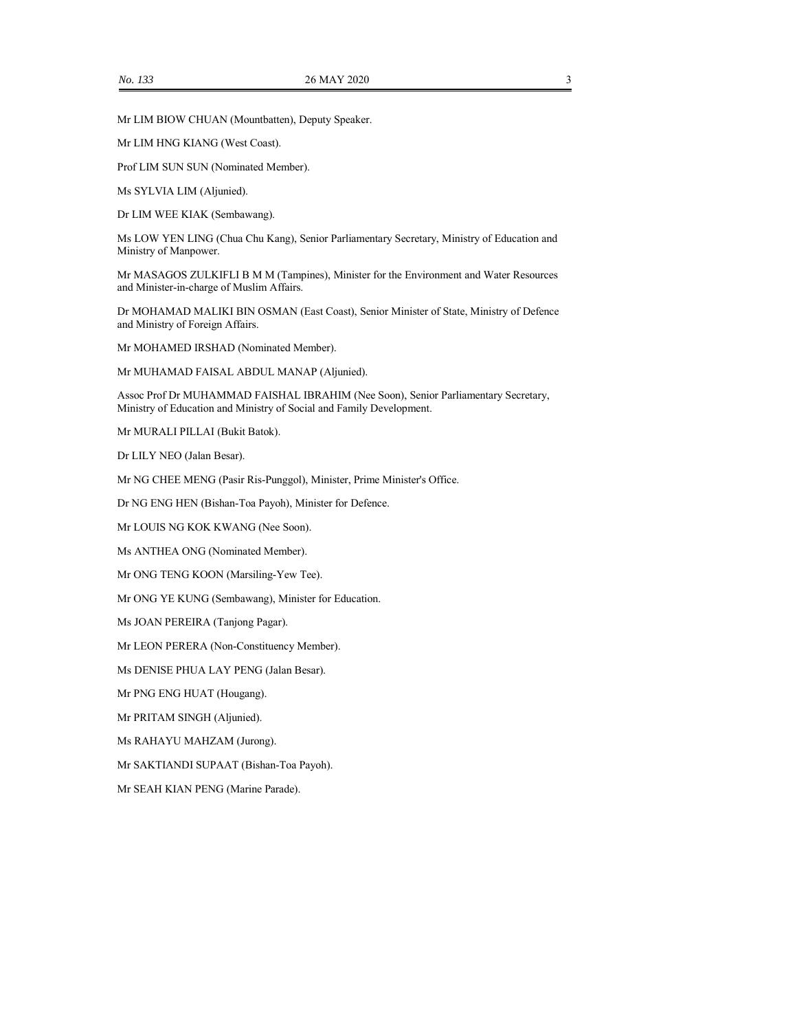Mr LIM BIOW CHUAN (Mountbatten), Deputy Speaker.

Mr LIM HNG KIANG (West Coast).

Prof LIM SUN SUN (Nominated Member).

Ms SYLVIA LIM (Aljunied).

Dr LIM WEE KIAK (Sembawang).

Ms LOW YEN LING (Chua Chu Kang), Senior Parliamentary Secretary, Ministry of Education and Ministry of Manpower.

Mr MASAGOS ZULKIFLI B M M (Tampines), Minister for the Environment and Water Resources and Minister-in-charge of Muslim Affairs.

Dr MOHAMAD MALIKI BIN OSMAN (East Coast), Senior Minister of State, Ministry of Defence and Ministry of Foreign Affairs.

Mr MOHAMED IRSHAD (Nominated Member).

Mr MUHAMAD FAISAL ABDUL MANAP (Aljunied).

Assoc Prof Dr MUHAMMAD FAISHAL IBRAHIM (Nee Soon), Senior Parliamentary Secretary, Ministry of Education and Ministry of Social and Family Development.

Mr MURALI PILLAI (Bukit Batok).

Dr LILY NEO (Jalan Besar).

Mr NG CHEE MENG (Pasir Ris-Punggol), Minister, Prime Minister's Office.

Dr NG ENG HEN (Bishan-Toa Payoh), Minister for Defence.

Mr LOUIS NG KOK KWANG (Nee Soon).

Ms ANTHEA ONG (Nominated Member).

Mr ONG TENG KOON (Marsiling-Yew Tee).

Mr ONG YE KUNG (Sembawang), Minister for Education.

Ms JOAN PEREIRA (Tanjong Pagar).

Mr LEON PERERA (Non-Constituency Member).

Ms DENISE PHUA LAY PENG (Jalan Besar).

Mr PNG ENG HUAT (Hougang).

Mr PRITAM SINGH (Aljunied).

Ms RAHAYU MAHZAM (Jurong).

Mr SAKTIANDI SUPAAT (Bishan-Toa Payoh).

Mr SEAH KIAN PENG (Marine Parade).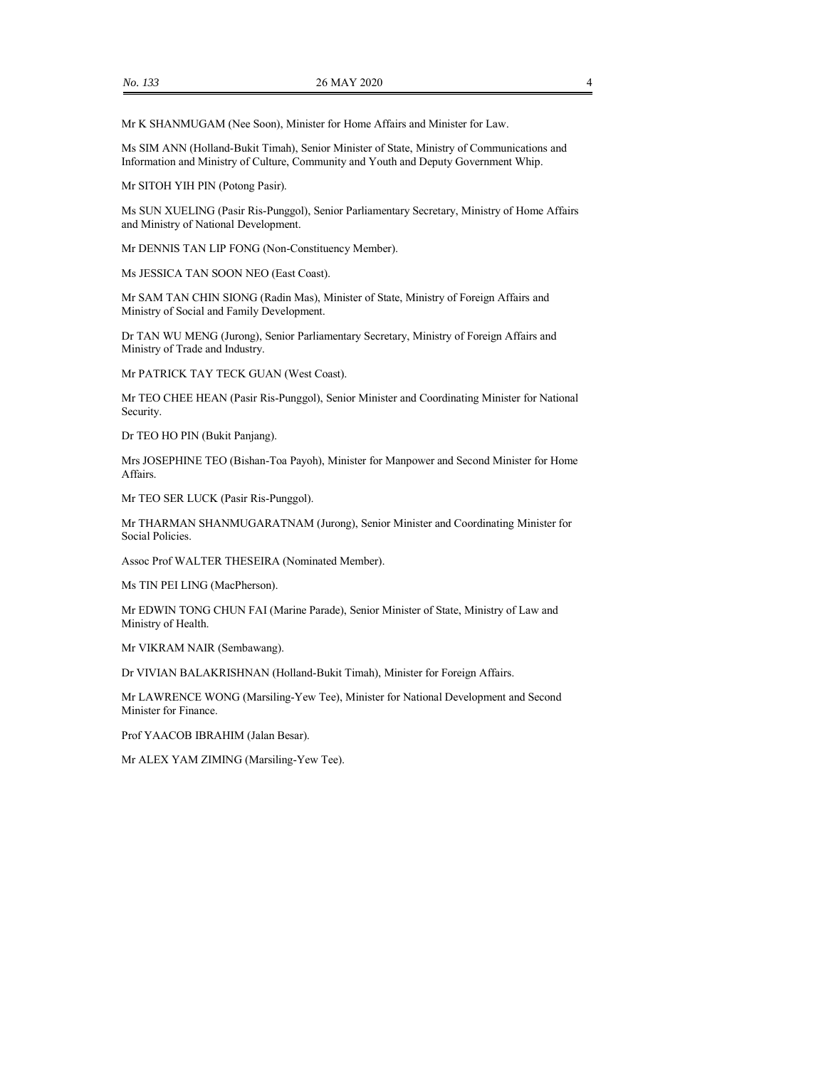Mr K SHANMUGAM (Nee Soon), Minister for Home Affairs and Minister for Law.

Ms SIM ANN (Holland-Bukit Timah), Senior Minister of State, Ministry of Communications and Information and Ministry of Culture, Community and Youth and Deputy Government Whip.

Mr SITOH YIH PIN (Potong Pasir).

Ms SUN XUELING (Pasir Ris-Punggol), Senior Parliamentary Secretary, Ministry of Home Affairs and Ministry of National Development.

Mr DENNIS TAN LIP FONG (Non-Constituency Member).

Ms JESSICA TAN SOON NEO (East Coast).

Mr SAM TAN CHIN SIONG (Radin Mas), Minister of State, Ministry of Foreign Affairs and Ministry of Social and Family Development.

Dr TAN WU MENG (Jurong), Senior Parliamentary Secretary, Ministry of Foreign Affairs and Ministry of Trade and Industry.

Mr PATRICK TAY TECK GUAN (West Coast).

Mr TEO CHEE HEAN (Pasir Ris-Punggol), Senior Minister and Coordinating Minister for National Security.

Dr TEO HO PIN (Bukit Panjang).

Mrs JOSEPHINE TEO (Bishan-Toa Payoh), Minister for Manpower and Second Minister for Home Affairs.

Mr TEO SER LUCK (Pasir Ris-Punggol).

Mr THARMAN SHANMUGARATNAM (Jurong), Senior Minister and Coordinating Minister for Social Policies.

Assoc Prof WALTER THESEIRA (Nominated Member).

Ms TIN PEI LING (MacPherson).

Mr EDWIN TONG CHUN FAI (Marine Parade), Senior Minister of State, Ministry of Law and Ministry of Health.

Mr VIKRAM NAIR (Sembawang).

Dr VIVIAN BALAKRISHNAN (Holland-Bukit Timah), Minister for Foreign Affairs.

Mr LAWRENCE WONG (Marsiling-Yew Tee), Minister for National Development and Second Minister for Finance.

Prof YAACOB IBRAHIM (Jalan Besar).

Mr ALEX YAM ZIMING (Marsiling-Yew Tee).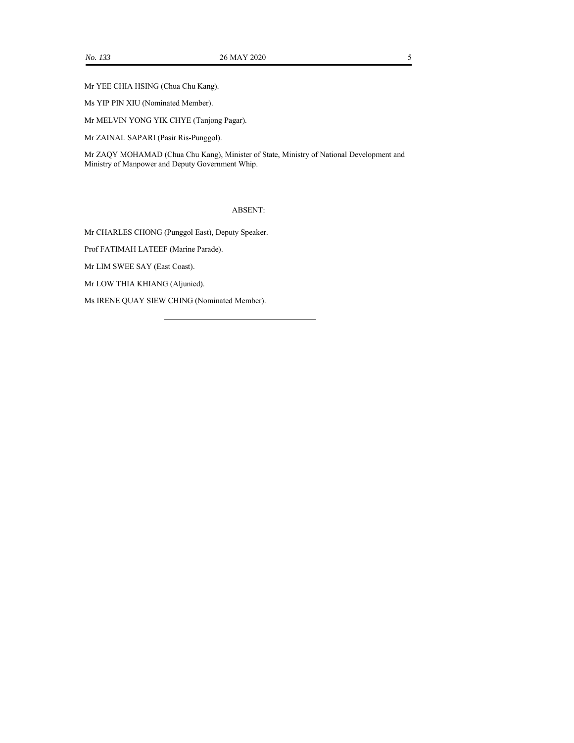Mr YEE CHIA HSING (Chua Chu Kang).

Ms YIP PIN XIU (Nominated Member).

Mr MELVIN YONG YIK CHYE (Tanjong Pagar).

Mr ZAINAL SAPARI (Pasir Ris-Punggol).

Mr ZAQY MOHAMAD (Chua Chu Kang), Minister of State, Ministry of National Development and Ministry of Manpower and Deputy Government Whip.

ABSENT:

Mr CHARLES CHONG (Punggol East), Deputy Speaker.

Prof FATIMAH LATEEF (Marine Parade).

Mr LIM SWEE SAY (East Coast).

Mr LOW THIA KHIANG (Aljunied).

Ms IRENE QUAY SIEW CHING (Nominated Member).

---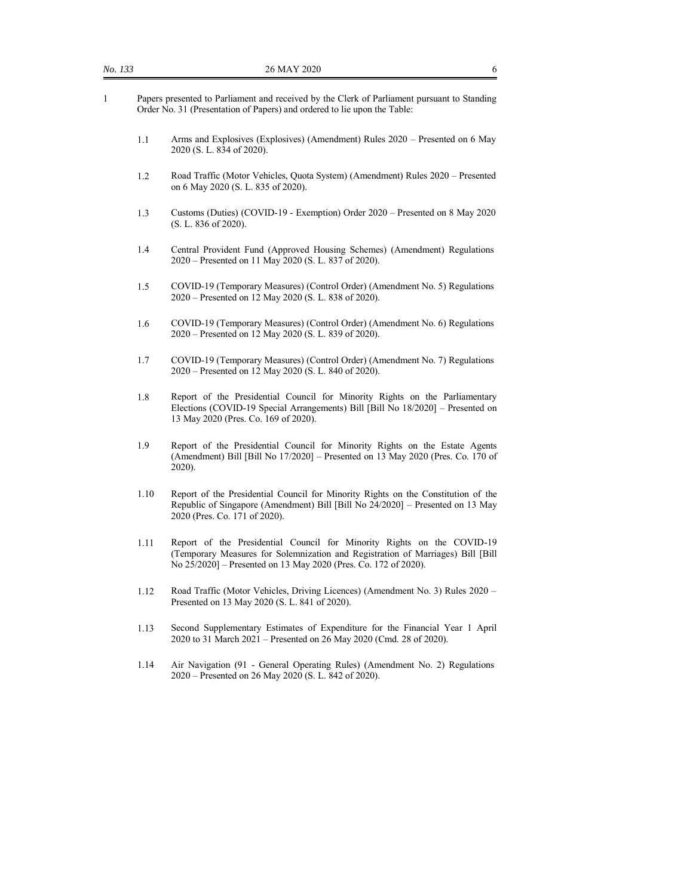1 Papers presented to Parliament and received by the Clerk of Parliament pursuant to Standing Order No. 31 (Presentation of Papers) and ordered to lie upon the Table:

1.1 Arms and Explosives (Explosives) (Amendment) Rules 2020 – Presented on 6 May 2020 (S. L. 834 of 2020).

1.2 Road Traffic (Motor Vehicles, Quota System) (Amendment) Rules 2020 – Presented on 6 May 2020 (S. L. 835 of 2020).

1.3 Customs (Duties) (COVID-19 - Exemption) Order 2020 – Presented on 8 May 2020 (S. L. 836 of 2020).

1.4 Central Provident Fund (Approved Housing Schemes) (Amendment) Regulations 2020 – Presented on 11 May 2020 (S. L. 837 of 2020).

1.5 COVID-19 (Temporary Measures) (Control Order) (Amendment No. 5) Regulations 2020 – Presented on 12 May 2020 (S. L. 838 of 2020).

1.6 COVID-19 (Temporary Measures) (Control Order) (Amendment No. 6) Regulations 2020 – Presented on 12 May 2020 (S. L. 839 of 2020).

1.7 COVID-19 (Temporary Measures) (Control Order) (Amendment No. 7) Regulations 2020 – Presented on 12 May 2020 (S. L. 840 of 2020).

1.8 Report of the Presidential Council for Minority Rights on the Parliamentary Elections (COVID-19 Special Arrangements) Bill [Bill No 18/2020] – Presented on 13 May 2020 (Pres. Co. 169 of 2020).

1.9 Report of the Presidential Council for Minority Rights on the Estate Agents (Amendment) Bill [Bill No 17/2020] – Presented on 13 May 2020 (Pres. Co. 170 of 2020).

1.10 Report of the Presidential Council for Minority Rights on the Constitution of the Republic of Singapore (Amendment) Bill [Bill No 24/2020] – Presented on 13 May 2020 (Pres. Co. 171 of 2020).

1.11 Report of the Presidential Council for Minority Rights on the COVID-19 (Temporary Measures for Solemnization and Registration of Marriages) Bill [Bill No 25/2020] – Presented on 13 May 2020 (Pres. Co. 172 of 2020).

1.12 Road Traffic (Motor Vehicles, Driving Licences) (Amendment No. 3) Rules 2020 – Presented on 13 May 2020 (S. L. 841 of 2020).

1.13 Second Supplementary Estimates of Expenditure for the Financial Year 1 April 2020 to 31 March 2021 – Presented on 26 May 2020 (Cmd. 28 of 2020).

1.14 Air Navigation (91 - General Operating Rules) (Amendment No. 2) Regulations 2020 – Presented on 26 May 2020 (S. L. 842 of 2020).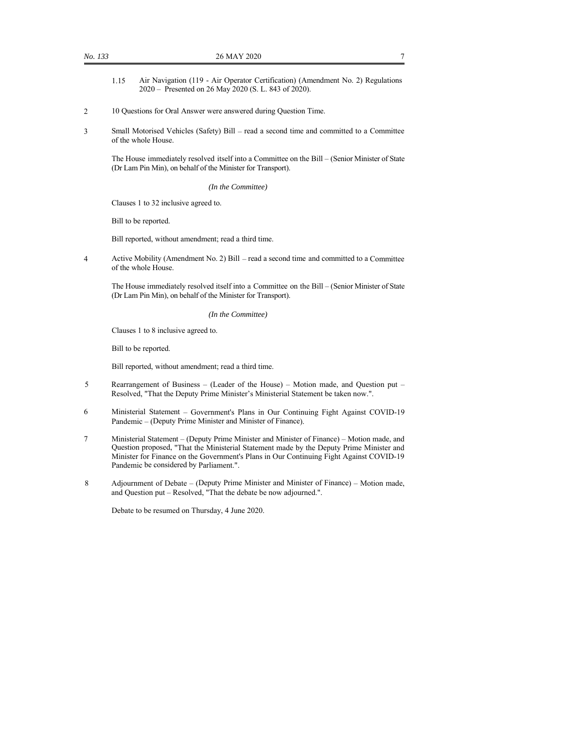1.15 Air Navigation (119 - Air Operator Certification) (Amendment No. 2) Regulations 2020 – Presented on 26 May 2020 (S. L. 843 of 2020).

2 10 Questions for Oral Answer were answered during Question Time.

3 Small Motorised Vehicles (Safety) Bill – read a second time and committed to a Committee of the whole House.

The House immediately resolved itself into a Committee on the Bill – (Senior Minister of State (Dr Lam Pin Min), on behalf of the Minister for Transport).

*(In the Committee)*

Clauses 1 to 32 inclusive agreed to.

Bill to be reported.

Bill reported, without amendment; read a third time.

4 Active Mobility (Amendment No. 2) Bill – read a second time and committed to a Committee of the whole House.

The House immediately resolved itself into a Committee on the Bill – (Senior Minister of State (Dr Lam Pin Min), on behalf of the Minister for Transport).

*(In the Committee)*

Clauses 1 to 8 inclusive agreed to.

Bill to be reported.

Bill reported, without amendment; read a third time.

5 Rearrangement of Business – (Leader of the House) – Motion made, and Question put – Resolved, "That the Deputy Prime Minister's Ministerial Statement be taken now.".

6 Ministerial Statement – Government's Plans in Our Continuing Fight Against COVID-19 Pandemic – (Deputy Prime Minister and Minister of Finance).

7 Ministerial Statement – (Deputy Prime Minister and Minister of Finance) – Motion made, and Question proposed, "That the Ministerial Statement made by the Deputy Prime Minister and Minister for Finance on the Government's Plans in Our Continuing Fight Against COVID-19 Pandemic be considered by Parliament.".

8 Adjournment of Debate – (Deputy Prime Minister and Minister of Finance) – Motion made, and Question put – Resolved, "That the debate be now adjourned.".

Debate to be resumed on Thursday, 4 June 2020.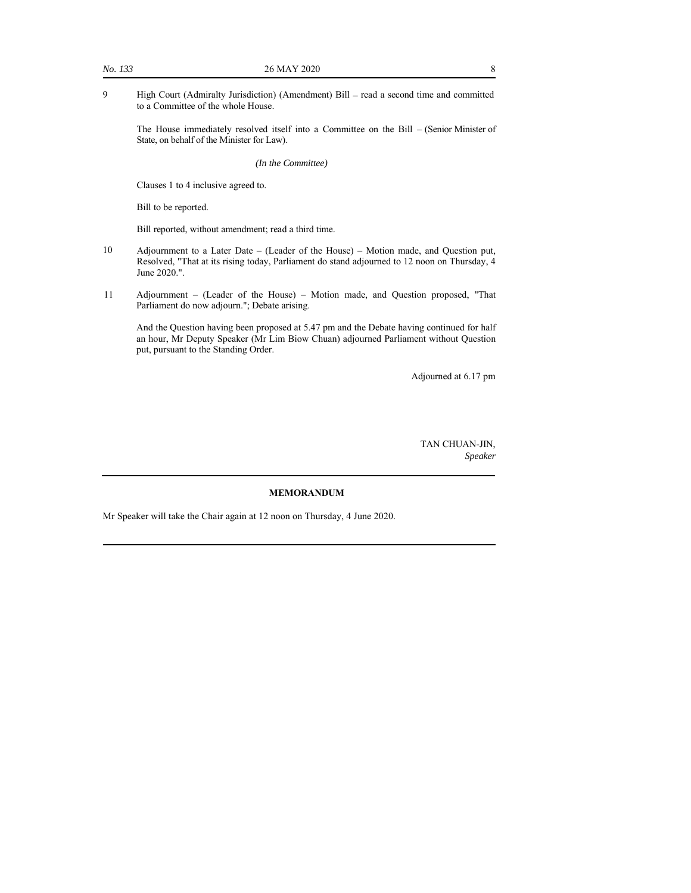9 High Court (Admiralty Jurisdiction) (Amendment) Bill – read a second time and committed to a Committee of the whole House.

The House immediately resolved itself into a Committee on the Bill – (Senior Minister of State, on behalf of the Minister for Law).

*(In the Committee)*

Clauses 1 to 4 inclusive agreed to.

Bill to be reported.

Bill reported, without amendment; read a third time.

10 Adjournment to a Later Date – (Leader of the House) – Motion made, and Question put, Resolved, "That at its rising today, Parliament do stand adjourned to 12 noon on Thursday, 4 June 2020.".

11 Adjournment – (Leader of the House) – Motion made, and Question proposed, "That Parliament do now adjourn."; Debate arising.

And the Question having been proposed at 5.47 pm and the Debate having continued for half an hour, Mr Deputy Speaker (Mr Lim Biow Chuan) adjourned Parliament without Question put, pursuant to the Standing Order.

Adjourned at 6.17 pm

TAN CHUAN-JIN,
*Speaker*

---

**MEMORANDUM**

Mr Speaker will take the Chair again at 12 noon on Thursday, 4 June 2020.

---